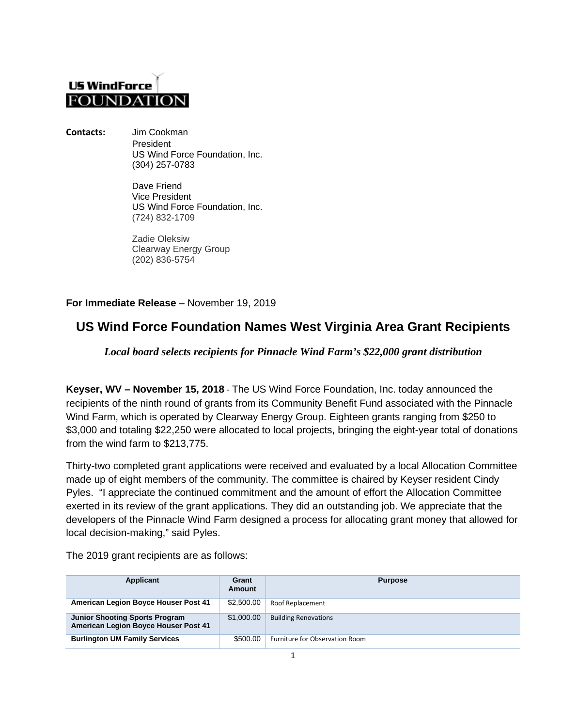US WindForce
FOUNDATION

**Contacts:** Jim Cookman
President
US Wind Force Foundation, Inc.
(304) 257-0783

Dave Friend
Vice President
US Wind Force Foundation, Inc.
(724) 832-1709

Zadie Oleksiw
Clearway Energy Group
(202) 836-5754

**For Immediate Release** – November 19, 2019

## US Wind Force Foundation Names West Virginia Area Grant Recipients

***Local board selects recipients for Pinnacle Wind Farm's $22,000 grant distribution***

**Keyser, WV – November 15, 2018** - The US Wind Force Foundation, Inc. today announced the recipients of the ninth round of grants from its Community Benefit Fund associated with the Pinnacle Wind Farm, which is operated by Clearway Energy Group. Eighteen grants ranging from $250 to $3,000 and totaling $22,250 were allocated to local projects, bringing the eight-year total of donations from the wind farm to $213,775.

Thirty-two completed grant applications were received and evaluated by a local Allocation Committee made up of eight members of the community. The committee is chaired by Keyser resident Cindy Pyles. "I appreciate the continued commitment and the amount of effort the Allocation Committee exerted in its review of the grant applications. They did an outstanding job. We appreciate that the developers of the Pinnacle Wind Farm designed a process for allocating grant money that allowed for local decision-making," said Pyles.

The 2019 grant recipients are as follows:

| Applicant | Grant Amount | Purpose |
|---|---|---|
| **American Legion Boyce Houser Post 41** | $2,500.00 | Roof Replacement |
| **Junior Shooting Sports Program American Legion Boyce Houser Post 41** | $1,000.00 | Building Renovations |
| **Burlington UM Family Services** | $500.00 | Furniture for Observation Room |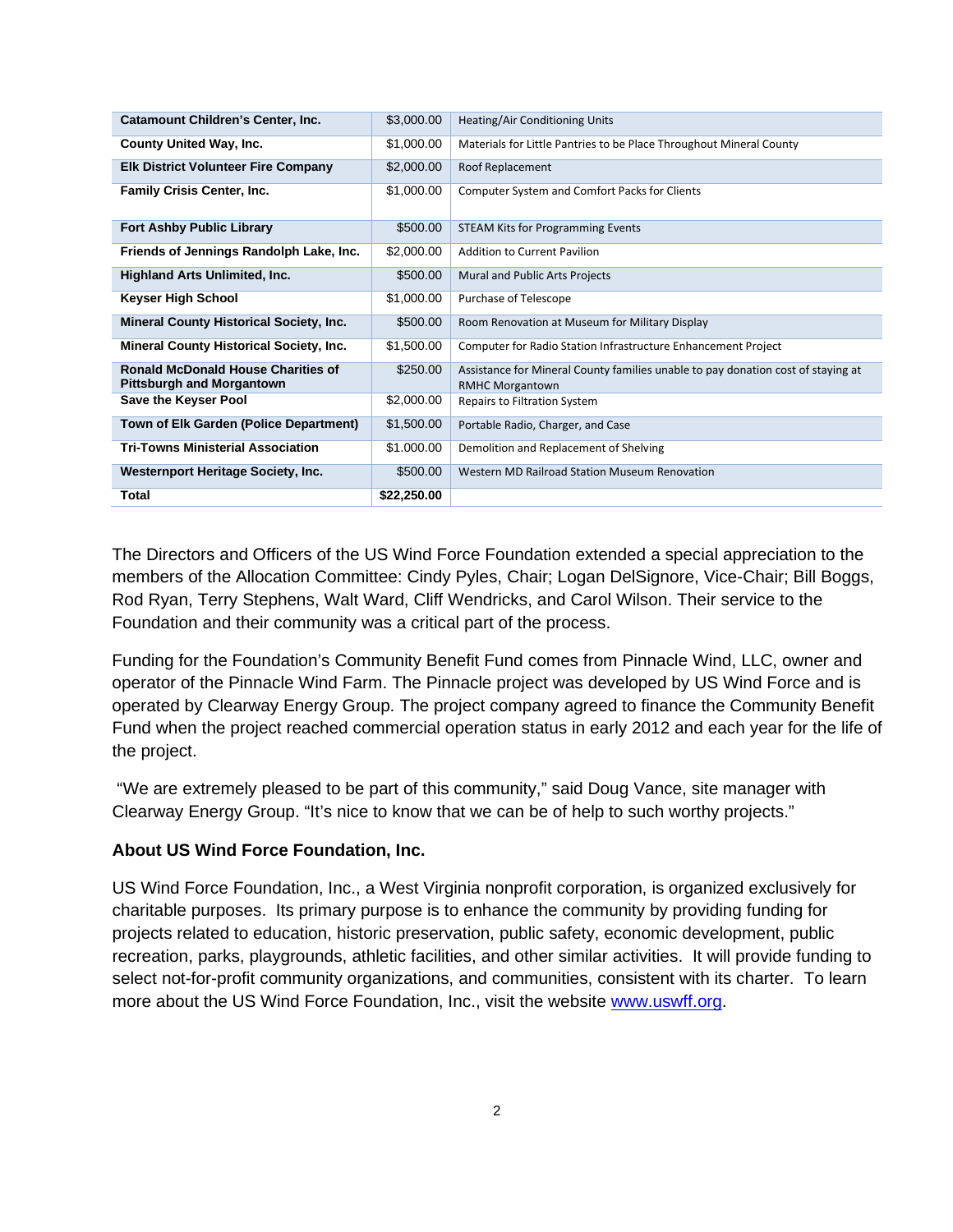| | | |
|---|---|---|
| **Catamount Children's Center, Inc.** | $3,000.00 | Heating/Air Conditioning Units |
| **County United Way, Inc.** | $1,000.00 | Materials for Little Pantries to be Place Throughout Mineral County |
| **Elk District Volunteer Fire Company** | $2,000.00 | Roof Replacement |
| **Family Crisis Center, Inc.** | $1,000.00 | Computer System and Comfort Packs for Clients |
| **Fort Ashby Public Library** | $500.00 | STEAM Kits for Programming Events |
| **Friends of Jennings Randolph Lake, Inc.** | $2,000.00 | Addition to Current Pavilion |
| **Highland Arts Unlimited, Inc.** | $500.00 | Mural and Public Arts Projects |
| **Keyser High School** | $1,000.00 | Purchase of Telescope |
| **Mineral County Historical Society, Inc.** | $500.00 | Room Renovation at Museum for Military Display |
| **Mineral County Historical Society, Inc.** | $1,500.00 | Computer for Radio Station Infrastructure Enhancement Project |
| **Ronald McDonald House Charities of Pittsburgh and Morgantown** | $250.00 | Assistance for Mineral County families unable to pay donation cost of staying at RMHC Morgantown |
| **Save the Keyser Pool** | $2,000.00 | Repairs to Filtration System |
| **Town of Elk Garden (Police Department)** | $1,500.00 | Portable Radio, Charger, and Case |
| **Tri-Towns Ministerial Association** | $1.000.00 | Demolition and Replacement of Shelving |
| **Westernport Heritage Society, Inc.** | $500.00 | Western MD Railroad Station Museum Renovation |
| **Total** | **$22,250.00** | |

The Directors and Officers of the US Wind Force Foundation extended a special appreciation to the members of the Allocation Committee: Cindy Pyles, Chair; Logan DelSignore, Vice-Chair; Bill Boggs, Rod Ryan, Terry Stephens, Walt Ward, Cliff Wendricks, and Carol Wilson. Their service to the Foundation and their community was a critical part of the process.

Funding for the Foundation's Community Benefit Fund comes from Pinnacle Wind, LLC, owner and operator of the Pinnacle Wind Farm. The Pinnacle project was developed by US Wind Force and is operated by Clearway Energy Group. The project company agreed to finance the Community Benefit Fund when the project reached commercial operation status in early 2012 and each year for the life of the project.

"We are extremely pleased to be part of this community," said Doug Vance, site manager with Clearway Energy Group. "It's nice to know that we can be of help to such worthy projects."

**About US Wind Force Foundation, Inc.**

US Wind Force Foundation, Inc., a West Virginia nonprofit corporation, is organized exclusively for charitable purposes. Its primary purpose is to enhance the community by providing funding for projects related to education, historic preservation, public safety, economic development, public recreation, parks, playgrounds, athletic facilities, and other similar activities. It will provide funding to select not-for-profit community organizations, and communities, consistent with its charter. To learn more about the US Wind Force Foundation, Inc., visit the website www.uswff.org.